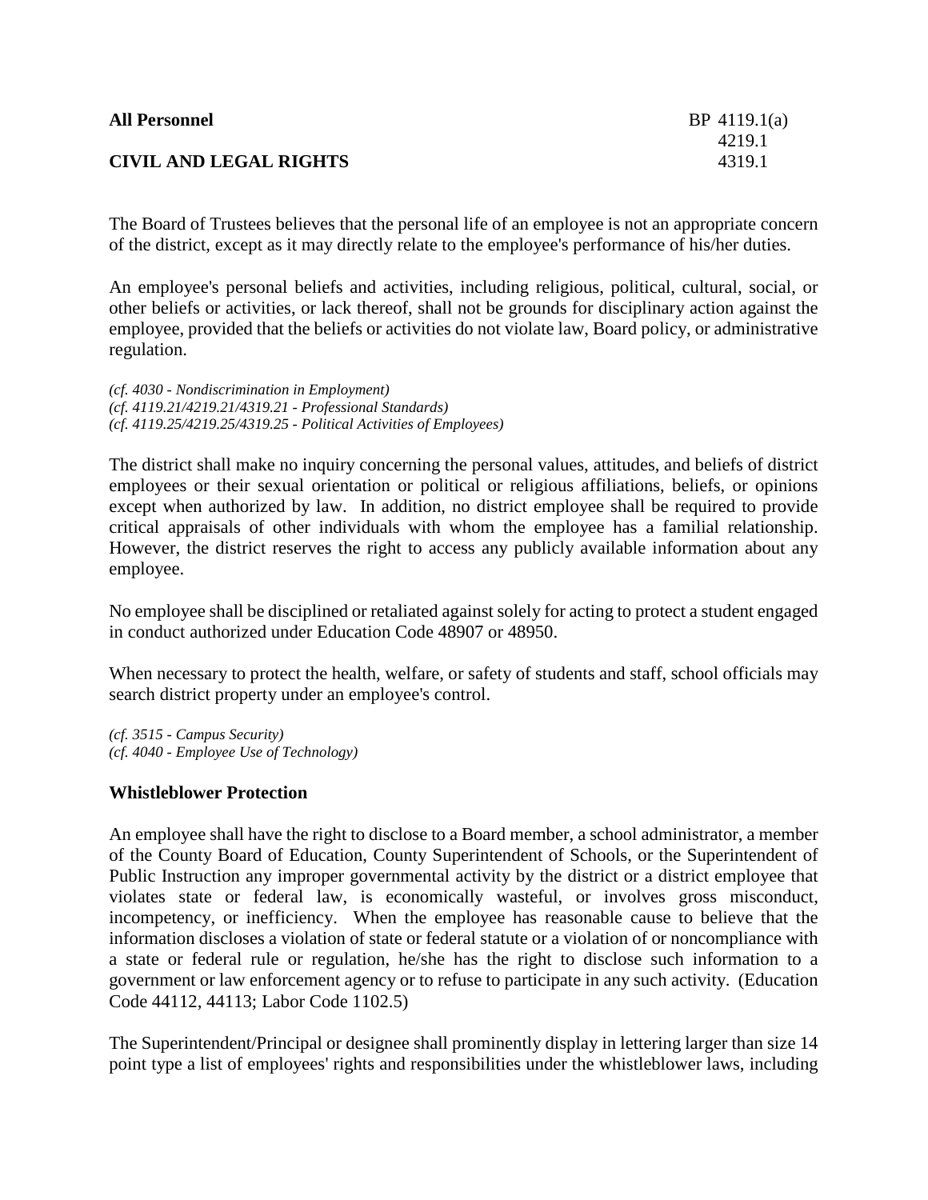**All Personnel** BP 4119.1(a)
4219.1
**CIVIL AND LEGAL RIGHTS** 4319.1

The Board of Trustees believes that the personal life of an employee is not an appropriate concern of the district, except as it may directly relate to the employee's performance of his/her duties.

An employee's personal beliefs and activities, including religious, political, cultural, social, or other beliefs or activities, or lack thereof, shall not be grounds for disciplinary action against the employee, provided that the beliefs or activities do not violate law, Board policy, or administrative regulation.

*(cf. 4030 - Nondiscrimination in Employment)*
*(cf. 4119.21/4219.21/4319.21 - Professional Standards)*
*(cf. 4119.25/4219.25/4319.25 - Political Activities of Employees)*

The district shall make no inquiry concerning the personal values, attitudes, and beliefs of district employees or their sexual orientation or political or religious affiliations, beliefs, or opinions except when authorized by law. In addition, no district employee shall be required to provide critical appraisals of other individuals with whom the employee has a familial relationship. However, the district reserves the right to access any publicly available information about any employee.

No employee shall be disciplined or retaliated against solely for acting to protect a student engaged in conduct authorized under Education Code 48907 or 48950.

When necessary to protect the health, welfare, or safety of students and staff, school officials may search district property under an employee's control.

*(cf. 3515 - Campus Security)*
*(cf. 4040 - Employee Use of Technology)*

## Whistleblower Protection

An employee shall have the right to disclose to a Board member, a school administrator, a member of the County Board of Education, County Superintendent of Schools, or the Superintendent of Public Instruction any improper governmental activity by the district or a district employee that violates state or federal law, is economically wasteful, or involves gross misconduct, incompetency, or inefficiency. When the employee has reasonable cause to believe that the information discloses a violation of state or federal statute or a violation of or noncompliance with a state or federal rule or regulation, he/she has the right to disclose such information to a government or law enforcement agency or to refuse to participate in any such activity. (Education Code 44112, 44113; Labor Code 1102.5)

The Superintendent/Principal or designee shall prominently display in lettering larger than size 14 point type a list of employees' rights and responsibilities under the whistleblower laws, including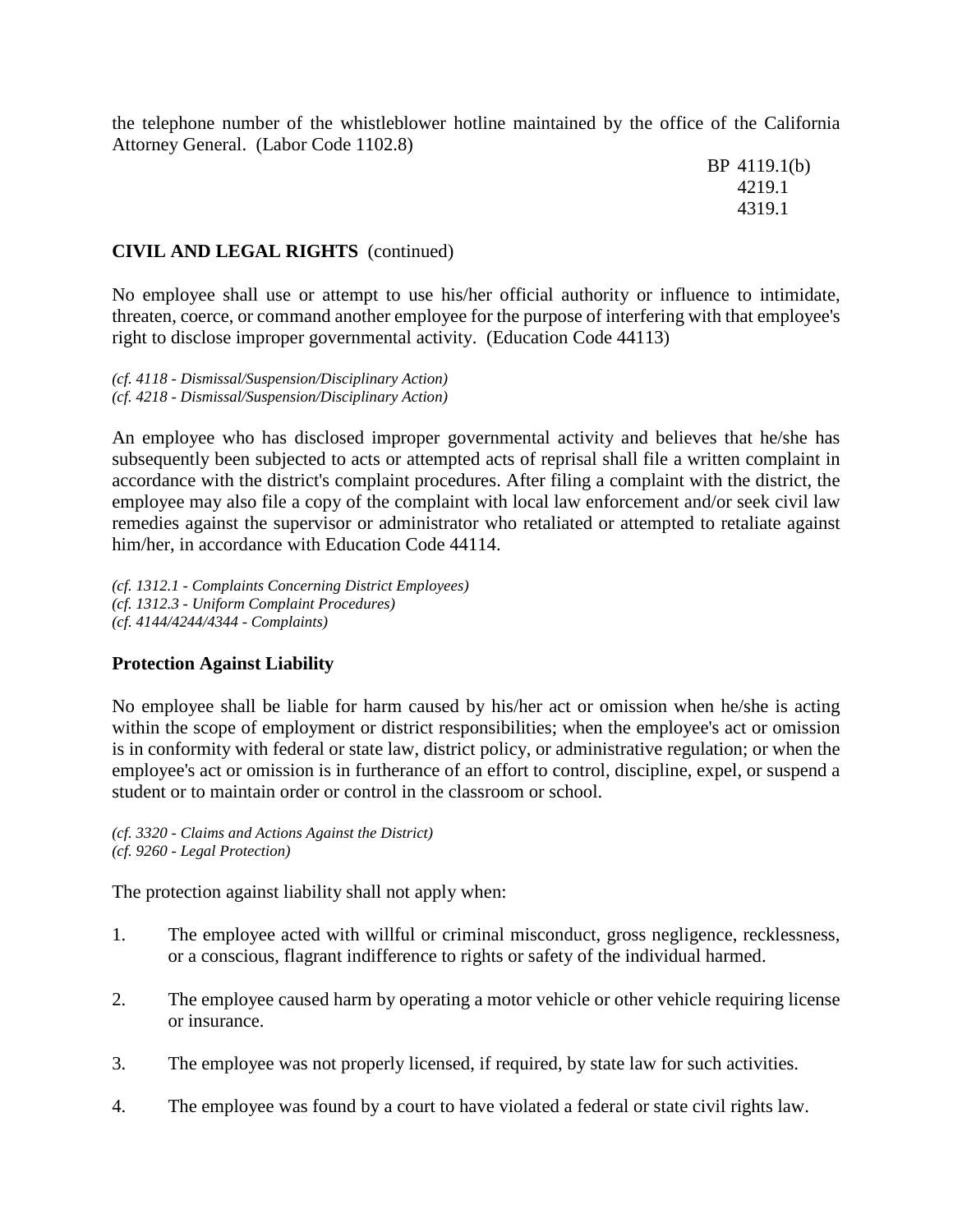the telephone number of the whistleblower hotline maintained by the office of the California Attorney General. (Labor Code 1102.8)

## CIVIL AND LEGAL RIGHTS (continued)

No employee shall use or attempt to use his/her official authority or influence to intimidate, threaten, coerce, or command another employee for the purpose of interfering with that employee's right to disclose improper governmental activity. (Education Code 44113)

*(cf. 4118 - Dismissal/Suspension/Disciplinary Action)*
*(cf. 4218 - Dismissal/Suspension/Disciplinary Action)*

An employee who has disclosed improper governmental activity and believes that he/she has subsequently been subjected to acts or attempted acts of reprisal shall file a written complaint in accordance with the district's complaint procedures. After filing a complaint with the district, the employee may also file a copy of the complaint with local law enforcement and/or seek civil law remedies against the supervisor or administrator who retaliated or attempted to retaliate against him/her, in accordance with Education Code 44114.

*(cf. 1312.1 - Complaints Concerning District Employees)*
*(cf. 1312.3 - Uniform Complaint Procedures)*
*(cf. 4144/4244/4344 - Complaints)*

### Protection Against Liability

No employee shall be liable for harm caused by his/her act or omission when he/she is acting within the scope of employment or district responsibilities; when the employee's act or omission is in conformity with federal or state law, district policy, or administrative regulation; or when the employee's act or omission is in furtherance of an effort to control, discipline, expel, or suspend a student or to maintain order or control in the classroom or school.

*(cf. 3320 - Claims and Actions Against the District)*
*(cf. 9260 - Legal Protection)*

The protection against liability shall not apply when:

1. The employee acted with willful or criminal misconduct, gross negligence, recklessness, or a conscious, flagrant indifference to rights or safety of the individual harmed.

2. The employee caused harm by operating a motor vehicle or other vehicle requiring license or insurance.

3. The employee was not properly licensed, if required, by state law for such activities.

4. The employee was found by a court to have violated a federal or state civil rights law.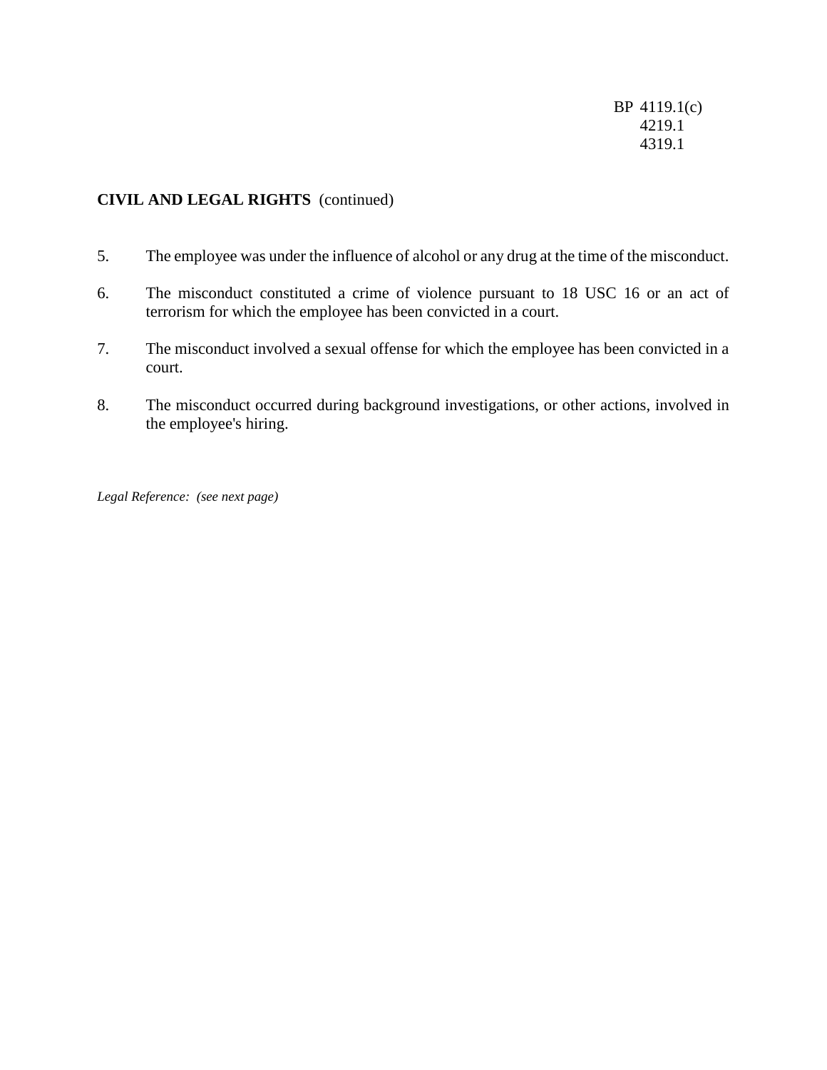BP 4119.1(c)
4219.1
4319.1

**CIVIL AND LEGAL RIGHTS** (continued)

5. The employee was under the influence of alcohol or any drug at the time of the misconduct.

6. The misconduct constituted a crime of violence pursuant to 18 USC 16 or an act of terrorism for which the employee has been convicted in a court.

7. The misconduct involved a sexual offense for which the employee has been convicted in a court.

8. The misconduct occurred during background investigations, or other actions, involved in the employee's hiring.

*Legal Reference: (see next page)*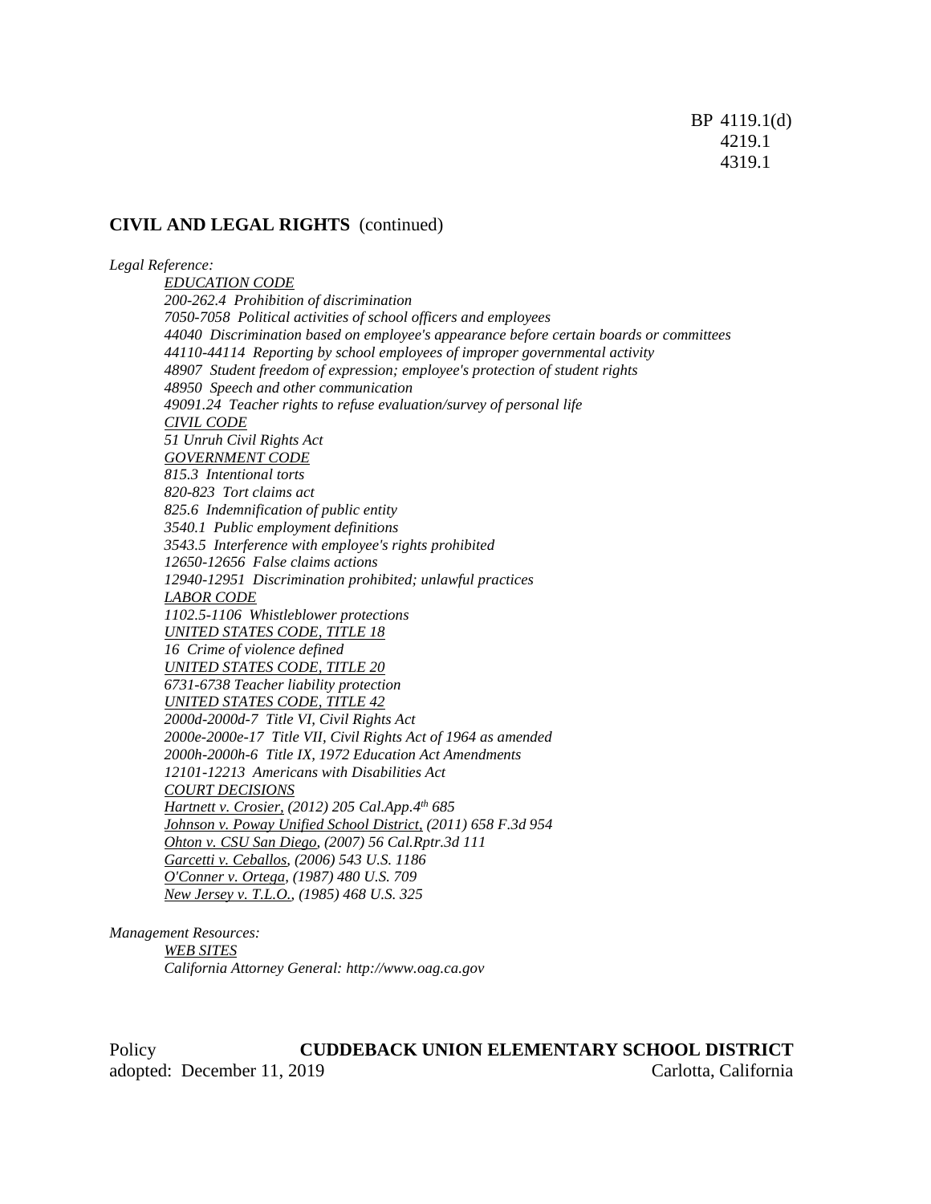BP 4119.1(d)
4219.1
4319.1

**CIVIL AND LEGAL RIGHTS** (continued)

*Legal Reference:*

*EDUCATION CODE*
*200-262.4 Prohibition of discrimination*
*7050-7058 Political activities of school officers and employees*
*44040 Discrimination based on employee's appearance before certain boards or committees*
*44110-44114 Reporting by school employees of improper governmental activity*
*48907 Student freedom of expression; employee's protection of student rights*
*48950 Speech and other communication*
*49091.24 Teacher rights to refuse evaluation/survey of personal life*
*CIVIL CODE*
*51 Unruh Civil Rights Act*
*GOVERNMENT CODE*
*815.3 Intentional torts*
*820-823 Tort claims act*
*825.6 Indemnification of public entity*
*3540.1 Public employment definitions*
*3543.5 Interference with employee's rights prohibited*
*12650-12656 False claims actions*
*12940-12951 Discrimination prohibited; unlawful practices*
*LABOR CODE*
*1102.5-1106 Whistleblower protections*
*UNITED STATES CODE, TITLE 18*
*16 Crime of violence defined*
*UNITED STATES CODE, TITLE 20*
*6731-6738 Teacher liability protection*
*UNITED STATES CODE, TITLE 42*
*2000d-2000d-7 Title VI, Civil Rights Act*
*2000e-2000e-17 Title VII, Civil Rights Act of 1964 as amended*
*2000h-2000h-6 Title IX, 1972 Education Act Amendments*
*12101-12213 Americans with Disabilities Act*
*COURT DECISIONS*
*Hartnett v. Crosier, (2012) 205 Cal.App.4th 685*
*Johnson v. Poway Unified School District, (2011) 658 F.3d 954*
*Ohton v. CSU San Diego, (2007) 56 Cal.Rptr.3d 111*
*Garcetti v. Ceballos, (2006) 543 U.S. 1186*
*O'Conner v. Ortega, (1987) 480 U.S. 709*
*New Jersey v. T.L.O., (1985) 468 U.S. 325*

*Management Resources:*

*WEB SITES*
*California Attorney General: http://www.oag.ca.gov*

Policy **CUDDEBACK UNION ELEMENTARY SCHOOL DISTRICT**
adopted: December 11, 2019 Carlotta, California